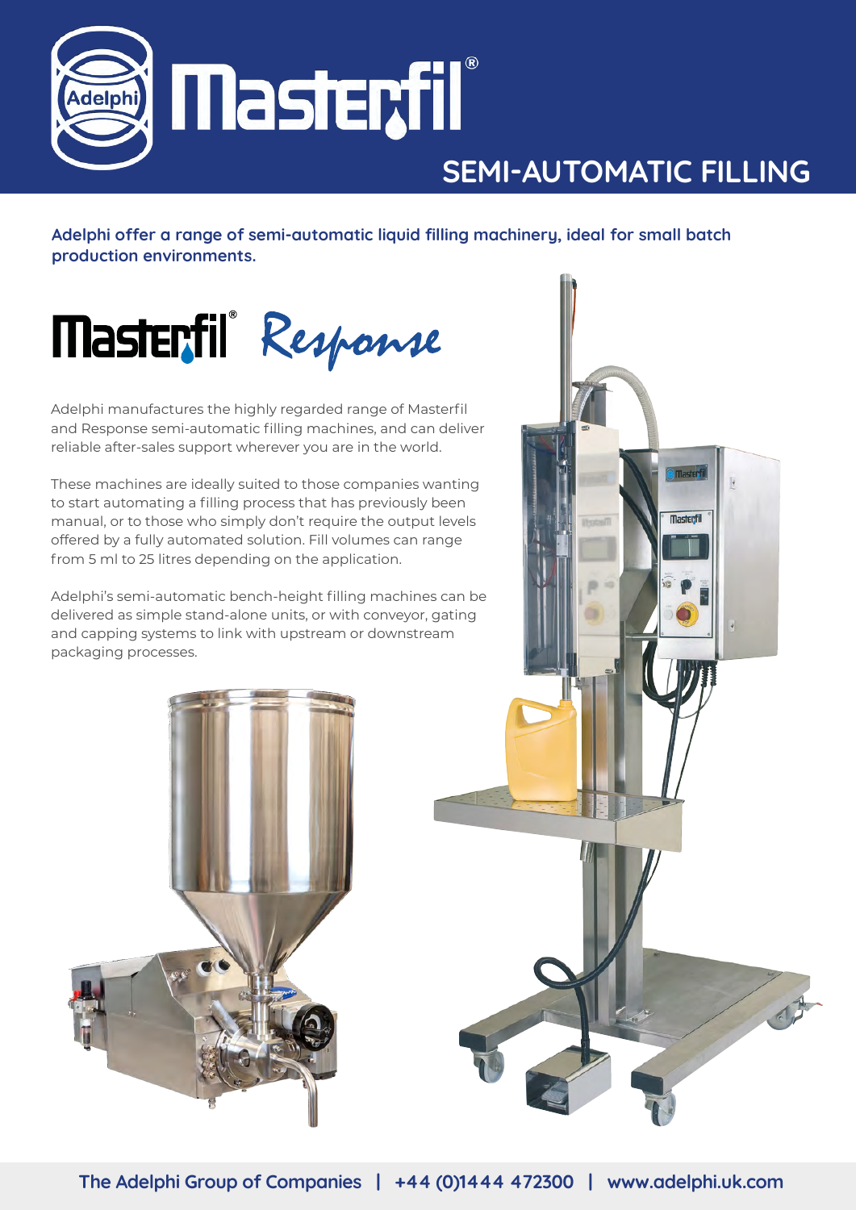# Masterfil®

## SEMI-AUTOMATIC FILLING

**Adelphi offer a range of semi-automatic liquid filling machinery, ideal for small batch production environments.**

### Masterfil® *Response*

Adelphi manufactures the highly regarded range of Masterfil and Response semi-automatic filling machines, and can deliver reliable after-sales support wherever you are in the world.

These machines are ideally suited to those companies wanting to start automating a filling process that has previously been manual, or to those who simply don't require the output levels offered by a fully automated solution. Fill volumes can range from 5 ml to 25 litres depending on the application.

Adelphi's semi-automatic bench-height filling machines can be delivered as simple stand-alone units, or with conveyor, gating and capping systems to link with upstream or downstream packaging processes.

The Adelphi Group of Companies | +44 (0)1444 472300 | www.adelphi.uk.com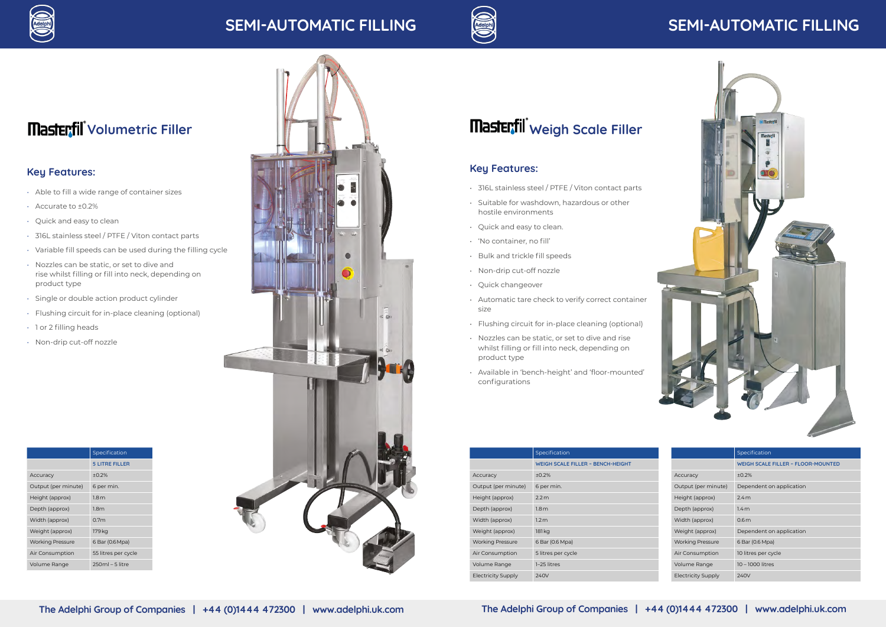# SEMI-AUTOMATIC FILLING

## Masterfil® Volumetric Filler

### Key Features:

- Able to fill a wide range of container sizes
- Accurate to ±0.2%
- Quick and easy to clean
- 316L stainless steel / PTFE / Viton contact parts
- Variable fill speeds can be used during the filling cycle
- Nozzles can be static, or set to dive and rise whilst filling or fill into neck, depending on product type
- Single or double action product cylinder
- Flushing circuit for in-place cleaning (optional)
- 1 or 2 filling heads
- Non-drip cut-off nozzle

| | Specification |
|---|---|
| | 5 LITRE FILLER |
| Accuracy | ±0.2% |
| Output (per minute) | 6 per min. |
| Height (approx) | 1.8 m |
| Depth (approx) | 1.8m |
| Width (approx) | 0.7m |
| Weight (approx) | 179 kg |
| Working Pressure | 6 Bar (0.6 Mpa) |
| Air Consumption | 55 litres per cycle |
| Volume Range | 250ml – 5 litre |

# SEMI-AUTOMATIC FILLING

## Masterfil® Weigh Scale Filler

### Key Features:

- 316L stainless steel / PTFE / Viton contact parts
- Suitable for washdown, hazardous or other hostile environments
- Quick and easy to clean.
- 'No container, no fill'
- Bulk and trickle fill speeds
- Non-drip cut-off nozzle
- Quick changeover
- Automatic tare check to verify correct container size
- Flushing circuit for in-place cleaning (optional)
- Nozzles can be static, or set to dive and rise whilst filling or fill into neck, depending on product type
- Available in 'bench-height' and 'floor-mounted' configurations

| | Specification |
|---|---|
| | WEIGH SCALE FILLER - BENCH-HEIGHT |
| Accuracy | ±0.2% |
| Output (per minute) | 6 per min. |
| Height (approx) | 2.2 m |
| Depth (approx) | 1.8 m |
| Width (approx) | 1.2 m |
| Weight (approx) | 181 kg |
| Working Pressure | 6 Bar (0.6 Mpa) |
| Air Consumption | 5 litres per cycle |
| Volume Range | 1–25 litres |
| Electricity Supply | 240V |

| | Specification |
|---|---|
| | WEIGH SCALE FILLER - FLOOR-MOUNTED |
| Accuracy | ±0.2% |
| Output (per minute) | Dependent on application |
| Height (approx) | 2.4 m |
| Depth (approx) | 1.4 m |
| Width (approx) | 0.6 m |
| Weight (approx) | Dependent on application |
| Working Pressure | 6 Bar (0.6 Mpa) |
| Air Consumption | 10 litres per cycle |
| Volume Range | 10 – 1000 litres |
| Electricity Supply | 240V |

The Adelphi Group of Companies | +44 (0)1444 472300 | www.adelphi.uk.com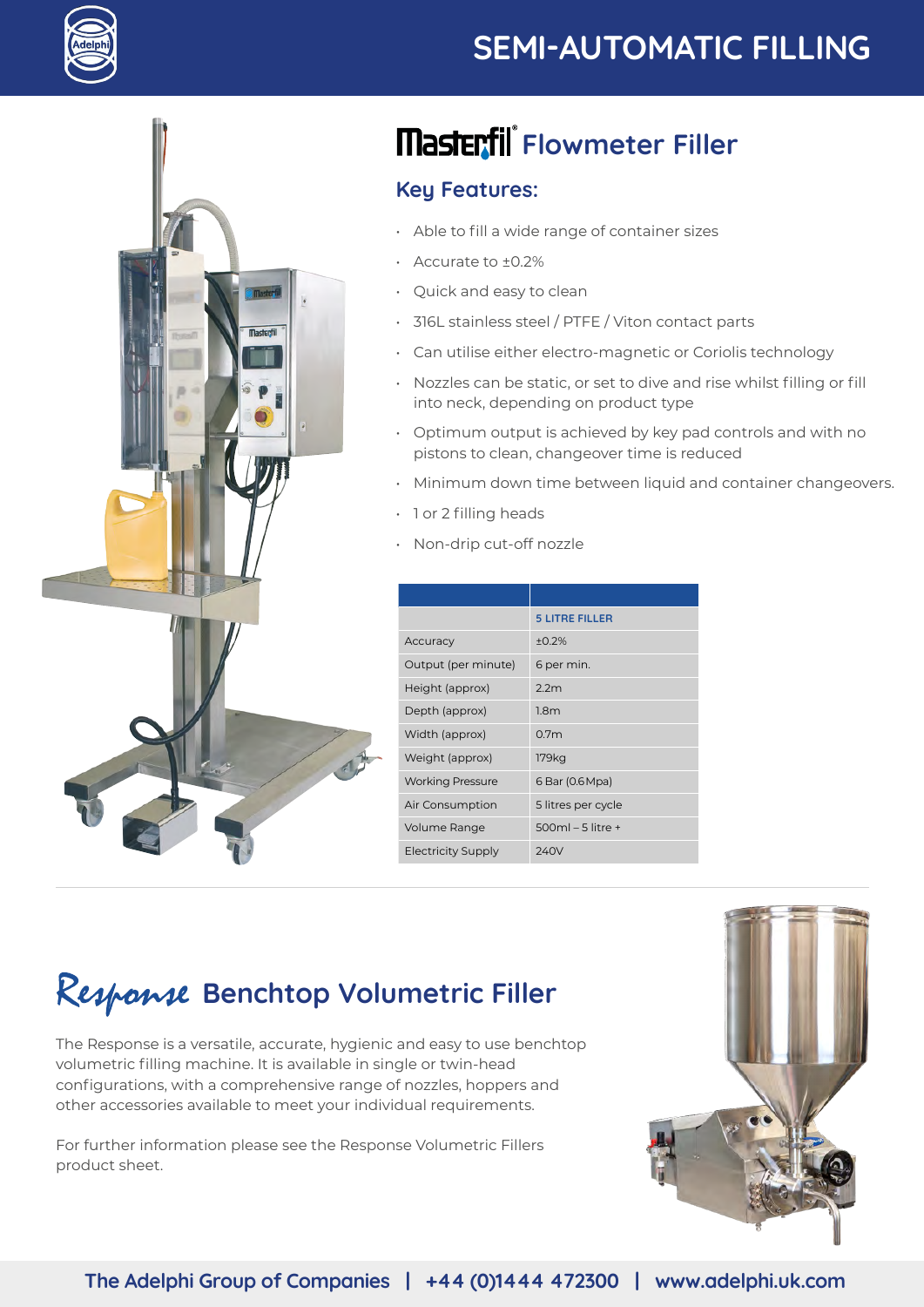# SEMI-AUTOMATIC FILLING

## Masterfil® Flowmeter Filler

### Key Features:

- Able to fill a wide range of container sizes
- Accurate to ±0.2%
- Quick and easy to clean
- 316L stainless steel / PTFE / Viton contact parts
- Can utilise either electro-magnetic or Coriolis technology
- Nozzles can be static, or set to dive and rise whilst filling or fill into neck, depending on product type
- Optimum output is achieved by key pad controls and with no pistons to clean, changeover time is reduced
- Minimum down time between liquid and container changeovers.
- 1 or 2 filling heads
- Non-drip cut-off nozzle

| | |
|---|---|
| | **5 LITRE FILLER** |
| Accuracy | ±0.2% |
| Output (per minute) | 6 per min. |
| Height (approx) | 2.2m |
| Depth (approx) | 1.8m |
| Width (approx) | 0.7m |
| Weight (approx) | 179kg |
| Working Pressure | 6 Bar (0.6Mpa) |
| Air Consumption | 5 litres per cycle |
| Volume Range | 500ml – 5 litre + |
| Electricity Supply | 240V |

## *Response* Benchtop Volumetric Filler

The Response is a versatile, accurate, hygienic and easy to use benchtop volumetric filling machine. It is available in single or twin-head configurations, with a comprehensive range of nozzles, hoppers and other accessories available to meet your individual requirements.

For further information please see the Response Volumetric Fillers product sheet.

The Adelphi Group of Companies | +44 (0)1444 472300 | www.adelphi.uk.com